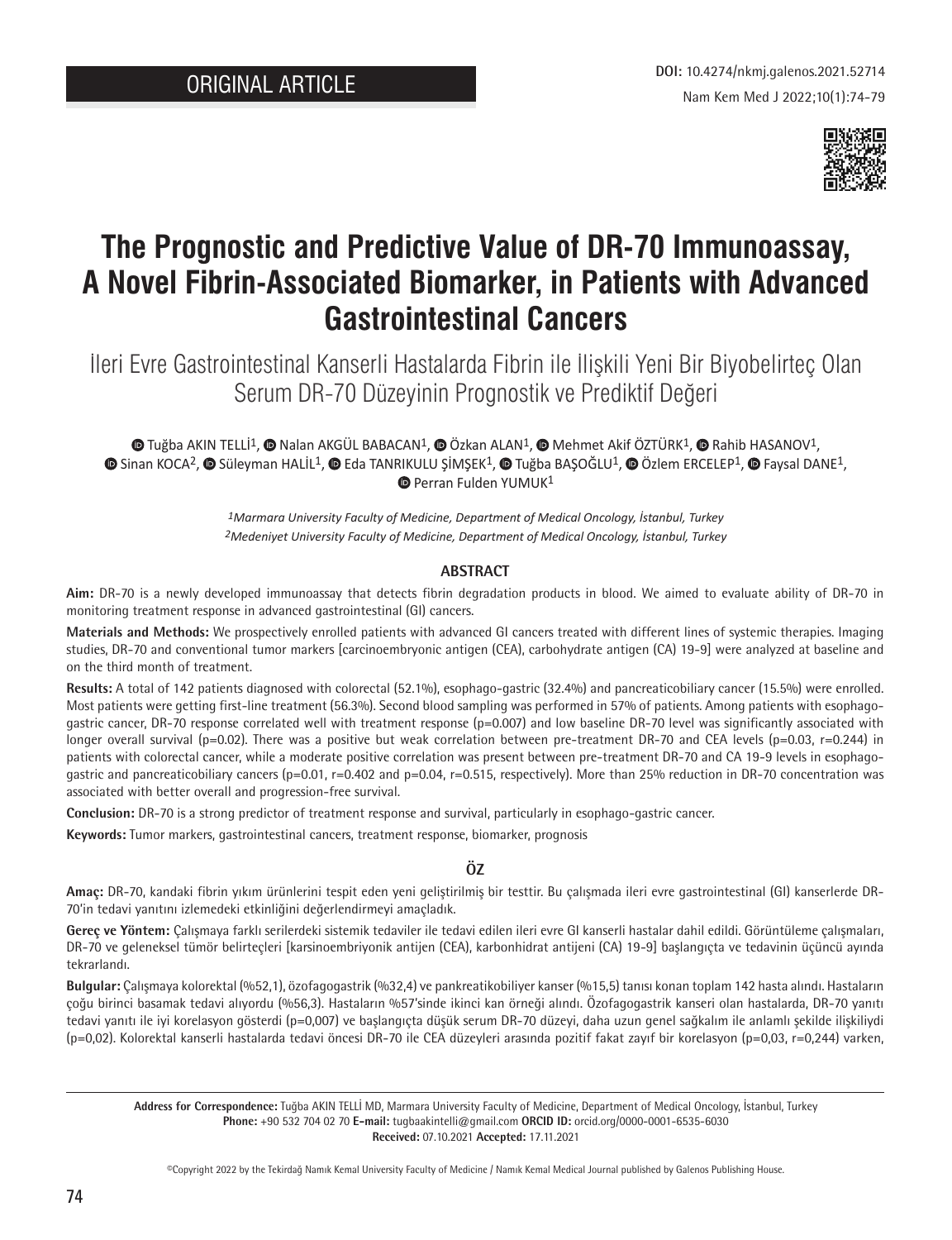ORIGINAL ARTICLE

DOI: 10.4274/nkmj.galenos.2021.52714

# The Prognostic and Predictive Value of DR-70 Immunoassay, A Novel Fibrin-Associated Biomarker, in Patients with Advanced Gastrointestinal Cancers

## İleri Evre Gastrointestinal Kanserli Hastalarda Fibrin ile İlişkili Yeni Bir Biyobelirteç Olan Serum DR-70 Düzeyinin Prognostik ve Prediktif Değeri

Tuğba AKIN TELLİ[1], Nalan AKGÜL BABACAN[1], Özkan ALAN[1], Mehmet Akif ÖZTÜRK[1], Rahib HASANOV[1], Sinan KOCA[2], Süleyman HALİL[1], Eda TANRIKULU ŞİMŞEK[1], Tuğba BAŞOĞLU[1], Özlem ERCELEP[1], Faysal DANE[1], Perran Fulden YUMUK[1]

*[1]Marmara University Faculty of Medicine, Department of Medical Oncology, İstanbul, Turkey*
*[2]Medeniyet University Faculty of Medicine, Department of Medical Oncology, İstanbul, Turkey*

### ABSTRACT

**Aim:** DR-70 is a newly developed immunoassay that detects fibrin degradation products in blood. We aimed to evaluate ability of DR-70 in monitoring treatment response in advanced gastrointestinal (GI) cancers.

**Materials and Methods:** We prospectively enrolled patients with advanced GI cancers treated with different lines of systemic therapies. Imaging studies, DR-70 and conventional tumor markers [carcinoembryonic antigen (CEA), carbohydrate antigen (CA) 19-9] were analyzed at baseline and on the third month of treatment.

**Results:** A total of 142 patients diagnosed with colorectal (52.1%), esophago-gastric (32.4%) and pancreaticobiliary cancer (15.5%) were enrolled. Most patients were getting first-line treatment (56.3%). Second blood sampling was performed in 57% of patients. Among patients with esophago-gastric cancer, DR-70 response correlated well with treatment response (p=0.007) and low baseline DR-70 level was significantly associated with longer overall survival (p=0.02). There was a positive but weak correlation between pre-treatment DR-70 and CEA levels (p=0.03, r=0.244) in patients with colorectal cancer, while a moderate positive correlation was present between pre-treatment DR-70 and CA 19-9 levels in esophago-gastric and pancreaticobiliary cancers (p=0.01, r=0.402 and p=0.04, r=0.515, respectively). More than 25% reduction in DR-70 concentration was associated with better overall and progression-free survival.

**Conclusion:** DR-70 is a strong predictor of treatment response and survival, particularly in esophago-gastric cancer.

**Keywords:** Tumor markers, gastrointestinal cancers, treatment response, biomarker, prognosis

### ÖZ

**Amaç:** DR-70, kandaki fibrin yıkım ürünlerini tespit eden yeni geliştirilmiş bir testtir. Bu çalışmada ileri evre gastrointestinal (GI) kanserlerde DR-70'in tedavi yanıtını izlemedeki etkinliğini değerlendirmeyi amaçladık.

**Gereç ve Yöntem:** Çalışmaya farklı serilerdeki sistemik tedaviler ile tedavi edilen ileri evre GI kanserli hastalar dahil edildi. Görüntüleme çalışmaları, DR-70 ve geleneksel tümör belirteçleri [karsinoembriyonik antijen (CEA), karbonhidrat antijeni (CA) 19-9] başlangıçta ve tedavinin üçüncü ayında tekrarlandı.

**Bulgular:** Çalışmaya kolorektal (%52,1), özofagogastrik (%32,4) ve pankreatikobiliyer kanser (%15,5) tanısı konan toplam 142 hasta alındı. Hastaların çoğu birinci basamak tedavi alıyordu (%56,3). Hastaların %57'sinde ikinci kan örneği alındı. Özofagogastrik kanseri olan hastalarda, DR-70 yanıtı tedavi yanıtı ile iyi korelasyon gösterdi (p=0,007) ve başlangıçta düşük serum DR-70 düzeyi, daha uzun genel sağkalım ile anlamlı şekilde ilişkiliydi (p=0,02). Kolorektal kanserli hastalarda tedavi öncesi DR-70 ile CEA düzeyleri arasında pozitif fakat zayıf bir korelasyon (p=0,03, r=0,244) varken,

**Address for Correspondence:** Tuğba AKIN TELLİ MD, Marmara University Faculty of Medicine, Department of Medical Oncology, İstanbul, Turkey
**Phone:** +90 532 704 02 70 **E-mail:** tugbaakintelli@gmail.com **ORCID ID:** orcid.org/0000-0001-6535-6030
**Received:** 07.10.2021 **Accepted:** 17.11.2021

©Copyright 2022 by the Tekirdağ Namık Kemal University Faculty of Medicine / Namık Kemal Medical Journal published by Galenos Publishing House.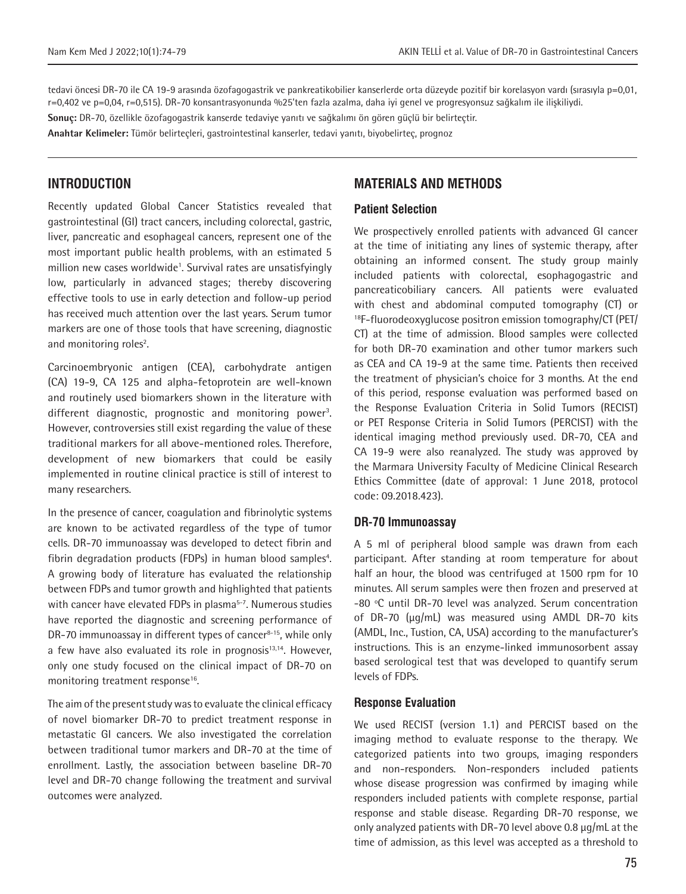tedavi öncesi DR-70 ile CA 19-9 arasında özofagogastrik ve pankreatikobilier kanserlerde orta düzeyde pozitif bir korelasyon vardı (sırasıyla p=0,01, r=0,402 ve p=0,04, r=0,515). DR-70 konsantrasyonunda %25'ten fazla azalma, daha iyi genel ve progresyonsuz sağkalım ile ilişkiliydi.

**Sonuç:** DR-70, özellikle özofagogastrik kanserde tedaviye yanıtı ve sağkalımı ön gören güçlü bir belirteçtir.

**Anahtar Kelimeler:** Tümör belirteçleri, gastrointestinal kanserler, tedavi yanıtı, biyobelirteç, prognoz

## INTRODUCTION

Recently updated Global Cancer Statistics revealed that gastrointestinal (GI) tract cancers, including colorectal, gastric, liver, pancreatic and esophageal cancers, represent one of the most important public health problems, with an estimated 5 million new cases worldwide[1]. Survival rates are unsatisfyingly low, particularly in advanced stages; thereby discovering effective tools to use in early detection and follow-up period has received much attention over the last years. Serum tumor markers are one of those tools that have screening, diagnostic and monitoring roles[2].

Carcinoembryonic antigen (CEA), carbohydrate antigen (CA) 19-9, CA 125 and alpha-fetoprotein are well-known and routinely used biomarkers shown in the literature with different diagnostic, prognostic and monitoring power[3]. However, controversies still exist regarding the value of these traditional markers for all above-mentioned roles. Therefore, development of new biomarkers that could be easily implemented in routine clinical practice is still of interest to many researchers.

In the presence of cancer, coagulation and fibrinolytic systems are known to be activated regardless of the type of tumor cells. DR-70 immunoassay was developed to detect fibrin and fibrin degradation products (FDPs) in human blood samples[4]. A growing body of literature has evaluated the relationship between FDPs and tumor growth and highlighted that patients with cancer have elevated FDPs in plasma[5-7]. Numerous studies have reported the diagnostic and screening performance of DR-70 immunoassay in different types of cancer[8-15], while only a few have also evaluated its role in prognosis[13,14]. However, only one study focused on the clinical impact of DR-70 on monitoring treatment response[16].

The aim of the present study was to evaluate the clinical efficacy of novel biomarker DR-70 to predict treatment response in metastatic GI cancers. We also investigated the correlation between traditional tumor markers and DR-70 at the time of enrollment. Lastly, the association between baseline DR-70 level and DR-70 change following the treatment and survival outcomes were analyzed.

## MATERIALS AND METHODS

### Patient Selection

We prospectively enrolled patients with advanced GI cancer at the time of initiating any lines of systemic therapy, after obtaining an informed consent. The study group mainly included patients with colorectal, esophagogastric and pancreaticobiliary cancers. All patients were evaluated with chest and abdominal computed tomography (CT) or $^{18}$F-fluorodeoxyglucose positron emission tomography/CT (PET/CT) at the time of admission. Blood samples were collected for both DR-70 examination and other tumor markers such as CEA and CA 19-9 at the same time. Patients then received the treatment of physician's choice for 3 months. At the end of this period, response evaluation was performed based on the Response Evaluation Criteria in Solid Tumors (RECIST) or PET Response Criteria in Solid Tumors (PERCIST) with the identical imaging method previously used. DR-70, CEA and CA 19-9 were also reanalyzed. The study was approved by the Marmara University Faculty of Medicine Clinical Research Ethics Committee (date of approval: 1 June 2018, protocol code: 09.2018.423).

### DR-70 Immunoassay

A 5 ml of peripheral blood sample was drawn from each participant. After standing at room temperature for about half an hour, the blood was centrifuged at 1500 rpm for 10 minutes. All serum samples were then frozen and preserved at -80 °C until DR-70 level was analyzed. Serum concentration of DR-70 (µg/mL) was measured using AMDL DR-70 kits (AMDL, Inc., Tustion, CA, USA) according to the manufacturer's instructions. This is an enzyme-linked immunosorbent assay based serological test that was developed to quantify serum levels of FDPs.

### Response Evaluation

We used RECIST (version 1.1) and PERCIST based on the imaging method to evaluate response to the therapy. We categorized patients into two groups, imaging responders and non-responders. Non-responders included patients whose disease progression was confirmed by imaging while responders included patients with complete response, partial response and stable disease. Regarding DR-70 response, we only analyzed patients with DR-70 level above 0.8 µg/mL at the time of admission, as this level was accepted as a threshold to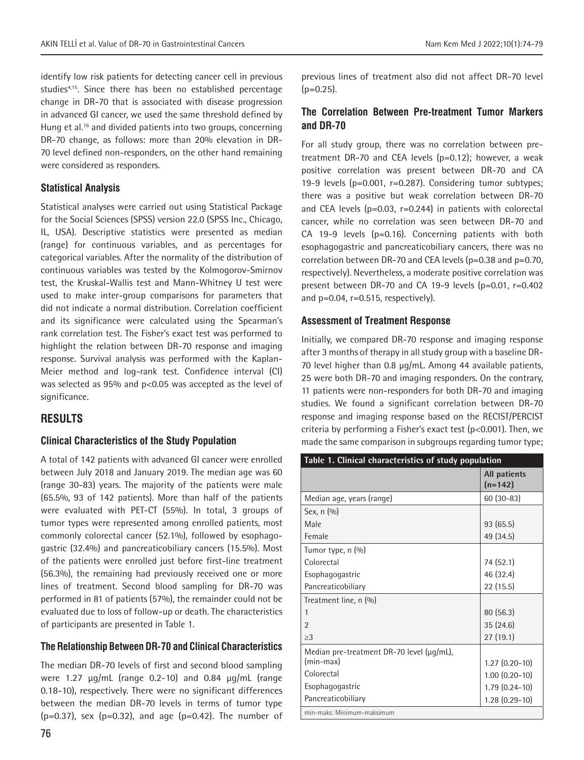identify low risk patients for detecting cancer cell in previous studies[4,15]. Since there has been no established percentage change in DR-70 that is associated with disease progression in advanced GI cancer, we used the same threshold defined by Hung et al.[16] and divided patients into two groups, concerning DR-70 change, as follows: more than 20% elevation in DR-70 level defined non-responders, on the other hand remaining were considered as responders.

### Statistical Analysis

Statistical analyses were carried out using Statistical Package for the Social Sciences (SPSS) version 22.0 (SPSS Inc., Chicago, IL, USA). Descriptive statistics were presented as median (range) for continuous variables, and as percentages for categorical variables. After the normality of the distribution of continuous variables was tested by the Kolmogorov-Smirnov test, the Kruskal-Wallis test and Mann-Whitney U test were used to make inter-group comparisons for parameters that did not indicate a normal distribution. Correlation coefficient and its significance were calculated using the Spearman's rank correlation test. The Fisher's exact test was performed to highlight the relation between DR-70 response and imaging response. Survival analysis was performed with the Kaplan-Meier method and log-rank test. Confidence interval (CI) was selected as 95% and $p<0.05$ was accepted as the level of significance.

## RESULTS

### Clinical Characteristics of the Study Population

A total of 142 patients with advanced GI cancer were enrolled between July 2018 and January 2019. The median age was 60 (range 30-83) years. The majority of the patients were male (65.5%, 93 of 142 patients). More than half of the patients were evaluated with PET-CT (55%). In total, 3 groups of tumor types were represented among enrolled patients, most commonly colorectal cancer (52.1%), followed by esophagogastric (32.4%) and pancreaticobiliary cancers (15.5%). Most of the patients were enrolled just before first-line treatment (56.3%), the remaining had previously received one or more lines of treatment. Second blood sampling for DR-70 was performed in 81 of patients (57%), the remainder could not be evaluated due to loss of follow-up or death. The characteristics of participants are presented in Table 1.

### The Relationship Between DR-70 and Clinical Characteristics

The median DR-70 levels of first and second blood sampling were 1.27 µg/mL (range 0.2-10) and 0.84 µg/mL (range 0.18-10), respectively. There were no significant differences between the median DR-70 levels in terms of tumor type ($p=0.37$), sex ($p=0.32$), and age ($p=0.42$). The number of previous lines of treatment also did not affect DR-70 level ($p=0.25$).

### The Correlation Between Pre-treatment Tumor Markers and DR-70

For all study group, there was no correlation between pre-treatment DR-70 and CEA levels ($p=0.12$); however, a weak positive correlation was present between DR-70 and CA 19-9 levels ($p=0.001$, $r=0.287$). Considering tumor subtypes; there was a positive but weak correlation between DR-70 and CEA levels ($p=0.03$, $r=0.244$) in patients with colorectal cancer, while no correlation was seen between DR-70 and CA 19-9 levels ($p=0.16$). Concerning patients with both esophagogastric and pancreaticobiliary cancers, there was no correlation between DR-70 and CEA levels ($p=0.38$ and $p=0.70$, respectively). Nevertheless, a moderate positive correlation was present between DR-70 and CA 19-9 levels ($p=0.01$, $r=0.402$ and $p=0.04$, $r=0.515$, respectively).

### Assessment of Treatment Response

Initially, we compared DR-70 response and imaging response after 3 months of therapy in all study group with a baseline DR-70 level higher than 0.8 µg/mL. Among 44 available patients, 25 were both DR-70 and imaging responders. On the contrary, 11 patients were non-responders for both DR-70 and imaging studies. We found a significant correlation between DR-70 response and imaging response based on the RECIST/PERCIST criteria by performing a Fisher's exact test ($p<0.001$). Then, we made the same comparison in subgroups regarding tumor type;

**Table 1. Clinical characteristics of study population**

| | All patients (n=142) |
|---|---|
| Median age, years (range) | 60 (30-83) |
| Sex, n (%) | |
| Male | 93 (65.5) |
| Female | 49 (34.5) |
| Tumor type, n (%) | |
| Colorectal | 74 (52.1) |
| Esophagogastric | 46 (32.4) |
| Pancreaticobiliary | 22 (15.5) |
| Treatment line, n (%) | |
| 1 | 80 (56.3) |
| 2 | 35 (24.6) |
| ≥3 | 27 (19.1) |
| Median pre-treatment DR-70 level (µg/mL), (min-max) | 1.27 (0.20-10) |
| Colorectal | 1.00 (0.20-10) |
| Esophagogastric | 1.79 (0.24-10) |
| Pancreaticobiliary | 1.28 (0.29-10) |

min-maks: Minimum-maksimum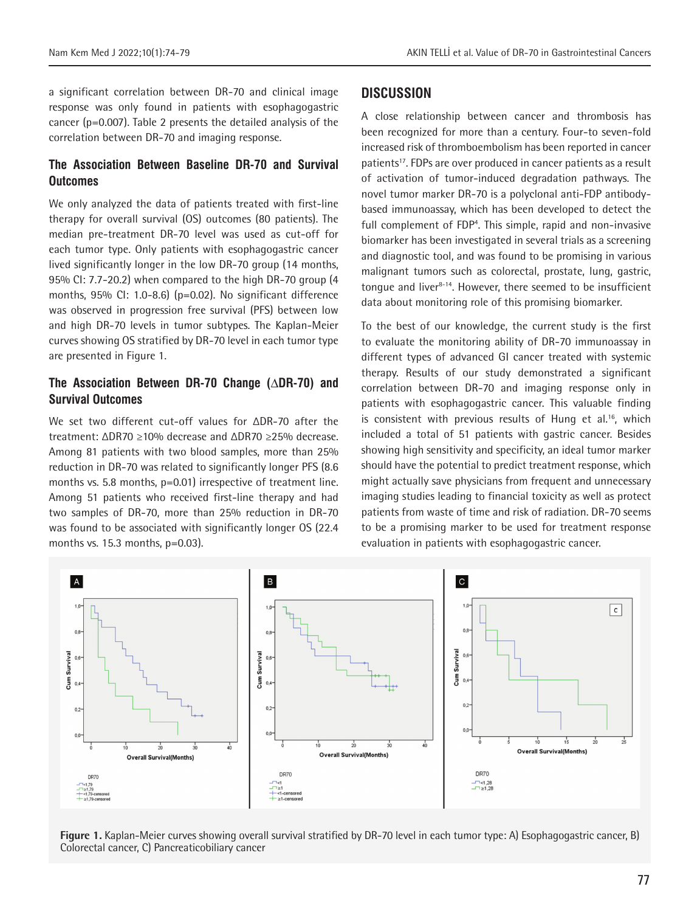a significant correlation between DR-70 and clinical image response was only found in patients with esophagogastric cancer (p=0.007). Table 2 presents the detailed analysis of the correlation between DR-70 and imaging response.

### The Association Between Baseline DR-70 and Survival Outcomes

We only analyzed the data of patients treated with first-line therapy for overall survival (OS) outcomes (80 patients). The median pre-treatment DR-70 level was used as cut-off for each tumor type. Only patients with esophagogastric cancer lived significantly longer in the low DR-70 group (14 months, 95% CI: 7.7-20.2) when compared to the high DR-70 group (4 months, 95% CI: 1.0-8.6) (p=0.02). No significant difference was observed in progression free survival (PFS) between low and high DR-70 levels in tumor subtypes. The Kaplan-Meier curves showing OS stratified by DR-70 level in each tumor type are presented in Figure 1.

### The Association Between DR-70 Change (ΔDR-70) and Survival Outcomes

We set two different cut-off values for ΔDR-70 after the treatment: ΔDR70 ≥10% decrease and ΔDR70 ≥25% decrease. Among 81 patients with two blood samples, more than 25% reduction in DR-70 was related to significantly longer PFS (8.6 months vs. 5.8 months, p=0.01) irrespective of treatment line. Among 51 patients who received first-line therapy and had two samples of DR-70, more than 25% reduction in DR-70 was found to be associated with significantly longer OS (22.4 months vs. 15.3 months, p=0.03).

## DISCUSSION

A close relationship between cancer and thrombosis has been recognized for more than a century. Four-to seven-fold increased risk of thromboembolism has been reported in cancer patients[17]. FDPs are over produced in cancer patients as a result of activation of tumor-induced degradation pathways. The novel tumor marker DR-70 is a polyclonal anti-FDP antibody-based immunoassay, which has been developed to detect the full complement of FDP[4]. This simple, rapid and non-invasive biomarker has been investigated in several trials as a screening and diagnostic tool, and was found to be promising in various malignant tumors such as colorectal, prostate, lung, gastric, tongue and liver[8-14]. However, there seemed to be insufficient data about monitoring role of this promising biomarker.

To the best of our knowledge, the current study is the first to evaluate the monitoring ability of DR-70 immunoassay in different types of advanced GI cancer treated with systemic therapy. Results of our study demonstrated a significant correlation between DR-70 and imaging response only in patients with esophagogastric cancer. This valuable finding is consistent with previous results of Hung et al.[16], which included a total of 51 patients with gastric cancer. Besides showing high sensitivity and specificity, an ideal tumor marker should have the potential to predict treatment response, which might actually save physicians from frequent and unnecessary imaging studies leading to financial toxicity as well as protect patients from waste of time and risk of radiation. DR-70 seems to be a promising marker to be used for treatment response evaluation in patients with esophagogastric cancer.

**Figure 1.** Kaplan-Meier curves showing overall survival stratified by DR-70 level in each tumor type: A) Esophagogastric cancer, B) Colorectal cancer, C) Pancreaticobiliary cancer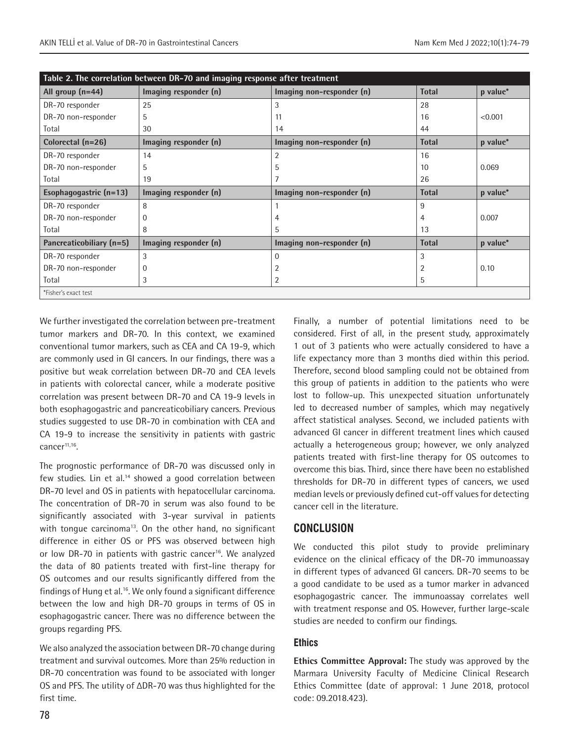**Table 2. The correlation between DR-70 and imaging response after treatment**

| All group (n=44) | Imaging responder (n) | Imaging non-responder (n) | Total | p value* |
|---|---|---|---|---|
| DR-70 responder | 25 | 3 | 28 | |
| DR-70 non-responder | 5 | 11 | 16 | <0.001 |
| Total | 30 | 14 | 44 | |
| **Colorectal (n=26)** | **Imaging responder (n)** | **Imaging non-responder (n)** | **Total** | **p value*** |
| DR-70 responder | 14 | 2 | 16 | |
| DR-70 non-responder | 5 | 5 | 10 | 0.069 |
| Total | 19 | 7 | 26 | |
| **Esophagogastric (n=13)** | **Imaging responder (n)** | **Imaging non-responder (n)** | **Total** | **p value*** |
| DR-70 responder | 8 | 1 | 9 | |
| DR-70 non-responder | 0 | 4 | 4 | 0.007 |
| Total | 8 | 5 | 13 | |
| **Pancreaticobiliary (n=5)** | **Imaging responder (n)** | **Imaging non-responder (n)** | **Total** | **p value*** |
| DR-70 responder | 3 | 0 | 3 | |
| DR-70 non-responder | 0 | 2 | 2 | 0.10 |
| Total | 3 | 2 | 5 | |

*Fisher's exact test

We further investigated the correlation between pre-treatment tumor markers and DR-70. In this context, we examined conventional tumor markers, such as CEA and CA 19-9, which are commonly used in GI cancers. In our findings, there was a positive but weak correlation between DR-70 and CEA levels in patients with colorectal cancer, while a moderate positive correlation was present between DR-70 and CA 19-9 levels in both esophagogastric and pancreaticobiliary cancers. Previous studies suggested to use DR-70 in combination with CEA and CA 19-9 to increase the sensitivity in patients with gastric cancer[11,16].

The prognostic performance of DR-70 was discussed only in few studies. Lin et al.[14] showed a good correlation between DR-70 level and OS in patients with hepatocellular carcinoma. The concentration of DR-70 in serum was also found to be significantly associated with 3-year survival in patients with tongue carcinoma[13]. On the other hand, no significant difference in either OS or PFS was observed between high or low DR-70 in patients with gastric cancer[16]. We analyzed the data of 80 patients treated with first-line therapy for OS outcomes and our results significantly differed from the findings of Hung et al.[16]. We only found a significant difference between the low and high DR-70 groups in terms of OS in esophagogastric cancer. There was no difference between the groups regarding PFS.

We also analyzed the association between DR-70 change during treatment and survival outcomes. More than 25% reduction in DR-70 concentration was found to be associated with longer OS and PFS. The utility of ΔDR-70 was thus highlighted for the first time.

Finally, a number of potential limitations need to be considered. First of all, in the present study, approximately 1 out of 3 patients who were actually considered to have a life expectancy more than 3 months died within this period. Therefore, second blood sampling could not be obtained from this group of patients in addition to the patients who were lost to follow-up. This unexpected situation unfortunately led to decreased number of samples, which may negatively affect statistical analyses. Second, we included patients with advanced GI cancer in different treatment lines which caused actually a heterogeneous group; however, we only analyzed patients treated with first-line therapy for OS outcomes to overcome this bias. Third, since there have been no established thresholds for DR-70 in different types of cancers, we used median levels or previously defined cut-off values for detecting cancer cell in the literature.

## CONCLUSION

We conducted this pilot study to provide preliminary evidence on the clinical efficacy of the DR-70 immunoassay in different types of advanced GI cancers. DR-70 seems to be a good candidate to be used as a tumor marker in advanced esophagogastric cancer. The immunoassay correlates well with treatment response and OS. However, further large-scale studies are needed to confirm our findings.

### Ethics

**Ethics Committee Approval:** The study was approved by the Marmara University Faculty of Medicine Clinical Research Ethics Committee (date of approval: 1 June 2018, protocol code: 09.2018.423).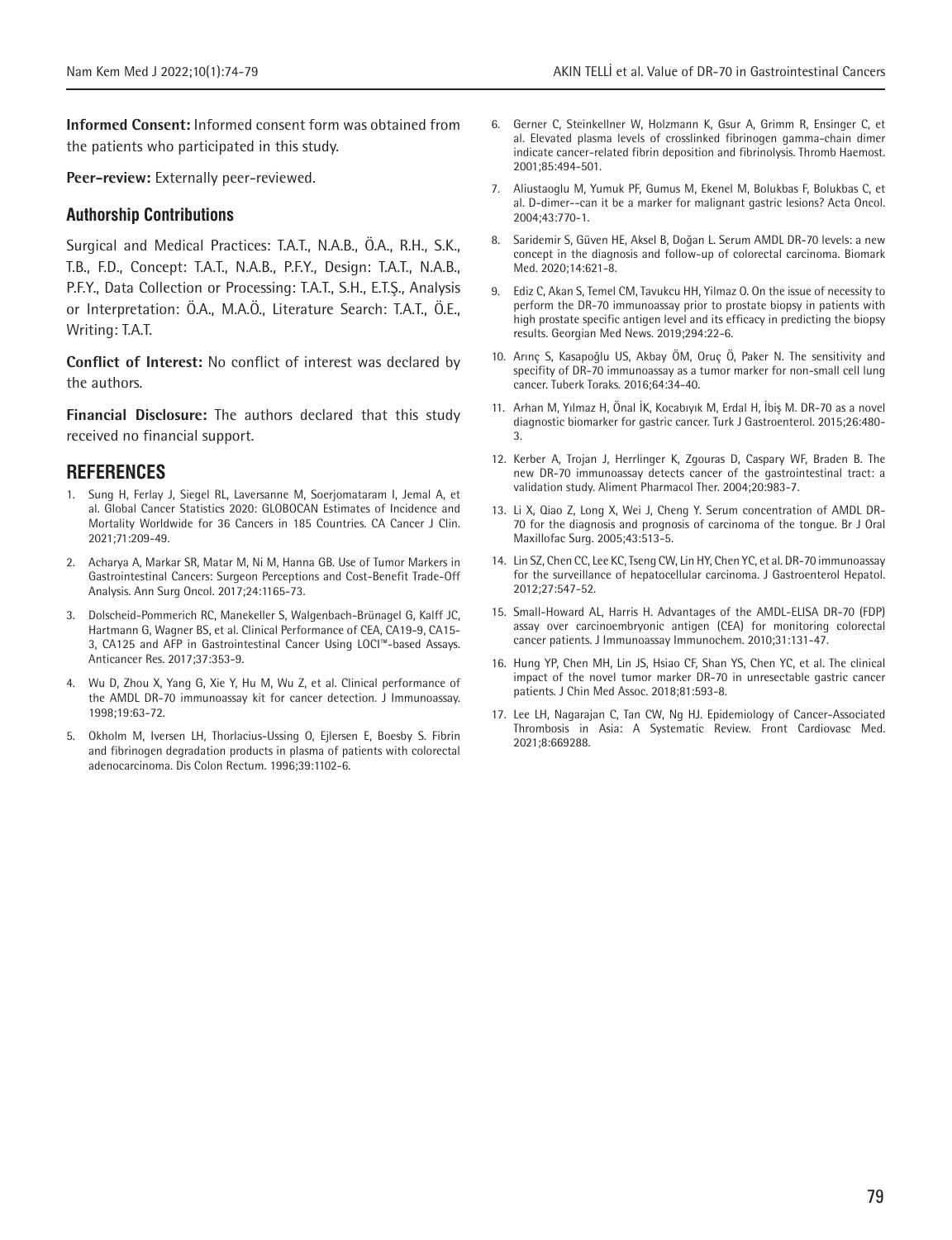**Informed Consent:** Informed consent form was obtained from the patients who participated in this study.

**Peer-review:** Externally peer-reviewed.

### Authorship Contributions

Surgical and Medical Practices: T.A.T., N.A.B., Ö.A., R.H., S.K., T.B., F.D., Concept: T.A.T., N.A.B., P.F.Y., Design: T.A.T., N.A.B., P.F.Y., Data Collection or Processing: T.A.T., S.H., E.T.Ş., Analysis or Interpretation: Ö.A., M.A.Ö., Literature Search: T.A.T., Ö.E., Writing: T.A.T.

**Conflict of Interest:** No conflict of interest was declared by the authors.

**Financial Disclosure:** The authors declared that this study received no financial support.

## REFERENCES

1. Sung H, Ferlay J, Siegel RL, Laversanne M, Soerjomataram I, Jemal A, et al. Global Cancer Statistics 2020: GLOBOCAN Estimates of Incidence and Mortality Worldwide for 36 Cancers in 185 Countries. CA Cancer J Clin. 2021;71:209-49.
2. Acharya A, Markar SR, Matar M, Ni M, Hanna GB. Use of Tumor Markers in Gastrointestinal Cancers: Surgeon Perceptions and Cost-Benefit Trade-Off Analysis. Ann Surg Oncol. 2017;24:1165-73.
3. Dolscheid-Pommerich RC, Manekeller S, Walgenbach-Brünagel G, Kalff JC, Hartmann G, Wagner BS, et al. Clinical Performance of CEA, CA19-9, CA15-3, CA125 and AFP in Gastrointestinal Cancer Using LOCI™-based Assays. Anticancer Res. 2017;37:353-9.
4. Wu D, Zhou X, Yang G, Xie Y, Hu M, Wu Z, et al. Clinical performance of the AMDL DR-70 immunoassay kit for cancer detection. J Immunoassay. 1998;19:63-72.
5. Okholm M, Iversen LH, Thorlacius-Ussing O, Ejlersen E, Boesby S. Fibrin and fibrinogen degradation products in plasma of patients with colorectal adenocarcinoma. Dis Colon Rectum. 1996;39:1102-6.
6. Gerner C, Steinkellner W, Holzmann K, Gsur A, Grimm R, Ensinger C, et al. Elevated plasma levels of crosslinked fibrinogen gamma-chain dimer indicate cancer-related fibrin deposition and fibrinolysis. Thromb Haemost. 2001;85:494-501.
7. Aliustaoglu M, Yumuk PF, Gumus M, Ekenel M, Bolukbas F, Bolukbas C, et al. D-dimer--can it be a marker for malignant gastric lesions? Acta Oncol. 2004;43:770-1.
8. Saridemir S, Güven HE, Aksel B, Doğan L. Serum AMDL DR-70 levels: a new concept in the diagnosis and follow-up of colorectal carcinoma. Biomark Med. 2020;14:621-8.
9. Ediz C, Akan S, Temel CM, Tavukcu HH, Yilmaz O. On the issue of necessity to perform the DR-70 immunoassay prior to prostate biopsy in patients with high prostate specific antigen level and its efficacy in predicting the biopsy results. Georgian Med News. 2019;294:22-6.
10. Arınç S, Kasapoğlu US, Akbay ÖM, Oruç Ö, Paker N. The sensitivity and specifity of DR-70 immunoassay as a tumor marker for non-small cell lung cancer. Tuberk Toraks. 2016;64:34-40.
11. Arhan M, Yılmaz H, Önal İK, Kocabıyık M, Erdal H, İbiş M. DR-70 as a novel diagnostic biomarker for gastric cancer. Turk J Gastroenterol. 2015;26:480-3.
12. Kerber A, Trojan J, Herrlinger K, Zgouras D, Caspary WF, Braden B. The new DR-70 immunoassay detects cancer of the gastrointestinal tract: a validation study. Aliment Pharmacol Ther. 2004;20:983-7.
13. Li X, Qiao Z, Long X, Wei J, Cheng Y. Serum concentration of AMDL DR-70 for the diagnosis and prognosis of carcinoma of the tongue. Br J Oral Maxillofac Surg. 2005;43:513-5.
14. Lin SZ, Chen CC, Lee KC, Tseng CW, Lin HY, Chen YC, et al. DR-70 immunoassay for the surveillance of hepatocellular carcinoma. J Gastroenterol Hepatol. 2012;27:547-52.
15. Small-Howard AL, Harris H. Advantages of the AMDL-ELISA DR-70 (FDP) assay over carcinoembryonic antigen (CEA) for monitoring colorectal cancer patients. J Immunoassay Immunochem. 2010;31:131-47.
16. Hung YP, Chen MH, Lin JS, Hsiao CF, Shan YS, Chen YC, et al. The clinical impact of the novel tumor marker DR-70 in unresectable gastric cancer patients. J Chin Med Assoc. 2018;81:593-8.
17. Lee LH, Nagarajan C, Tan CW, Ng HJ. Epidemiology of Cancer-Associated Thrombosis in Asia: A Systematic Review. Front Cardiovasc Med. 2021;8:669288.